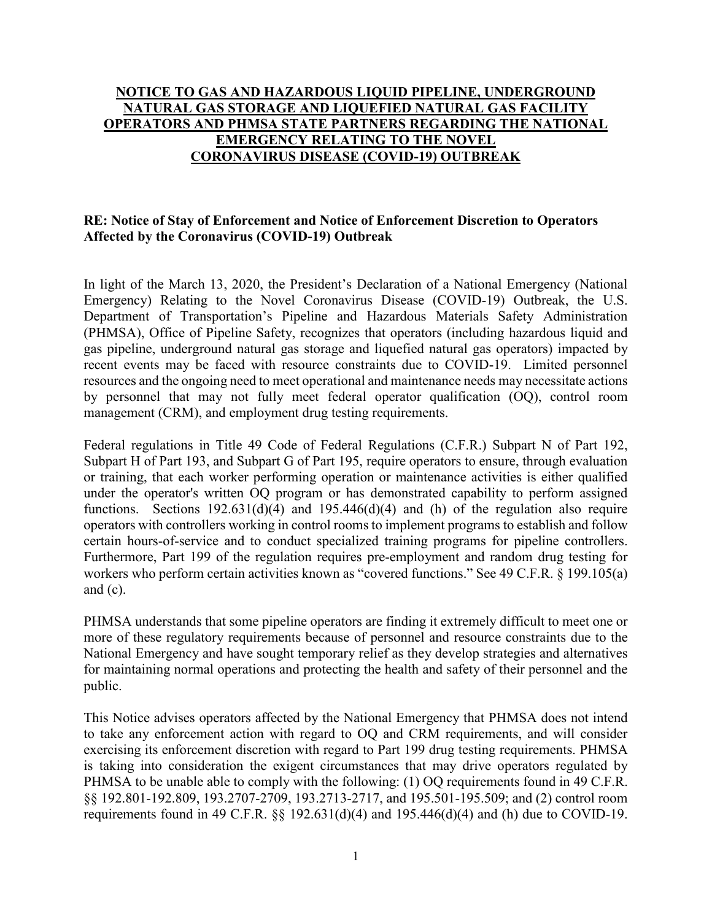# NOTICE TO GAS AND HAZARDOUS LIQUID PIPELINE, UNDERGROUND NATURAL GAS STORAGE AND LIQUEFIED NATURAL GAS FACILITY OPERATORS AND PHMSA STATE PARTNERS REGARDING THE NATIONAL EMERGENCY RELATING TO THE NOVEL CORONAVIRUS DISEASE (COVID-19) OUTBREAK

**RE: Notice of Stay of Enforcement and Notice of Enforcement Discretion to Operators Affected by the Coronavirus (COVID-19) Outbreak**

In light of the March 13, 2020, the President's Declaration of a National Emergency (National Emergency) Relating to the Novel Coronavirus Disease (COVID-19) Outbreak, the U.S. Department of Transportation's Pipeline and Hazardous Materials Safety Administration (PHMSA), Office of Pipeline Safety, recognizes that operators (including hazardous liquid and gas pipeline, underground natural gas storage and liquefied natural gas operators) impacted by recent events may be faced with resource constraints due to COVID-19. Limited personnel resources and the ongoing need to meet operational and maintenance needs may necessitate actions by personnel that may not fully meet federal operator qualification (OQ), control room management (CRM), and employment drug testing requirements.

Federal regulations in Title 49 Code of Federal Regulations (C.F.R.) Subpart N of Part 192, Subpart H of Part 193, and Subpart G of Part 195, require operators to ensure, through evaluation or training, that each worker performing operation or maintenance activities is either qualified under the operator's written OQ program or has demonstrated capability to perform assigned functions. Sections 192.631(d)(4) and 195.446(d)(4) and (h) of the regulation also require operators with controllers working in control rooms to implement programs to establish and follow certain hours-of-service and to conduct specialized training programs for pipeline controllers. Furthermore, Part 199 of the regulation requires pre-employment and random drug testing for workers who perform certain activities known as "covered functions." See 49 C.F.R. § 199.105(a) and (c).

PHMSA understands that some pipeline operators are finding it extremely difficult to meet one or more of these regulatory requirements because of personnel and resource constraints due to the National Emergency and have sought temporary relief as they develop strategies and alternatives for maintaining normal operations and protecting the health and safety of their personnel and the public.

This Notice advises operators affected by the National Emergency that PHMSA does not intend to take any enforcement action with regard to OQ and CRM requirements, and will consider exercising its enforcement discretion with regard to Part 199 drug testing requirements. PHMSA is taking into consideration the exigent circumstances that may drive operators regulated by PHMSA to be unable able to comply with the following: (1) OQ requirements found in 49 C.F.R. §§ 192.801-192.809, 193.2707-2709, 193.2713-2717, and 195.501-195.509; and (2) control room requirements found in 49 C.F.R. §§ 192.631(d)(4) and 195.446(d)(4) and (h) due to COVID-19.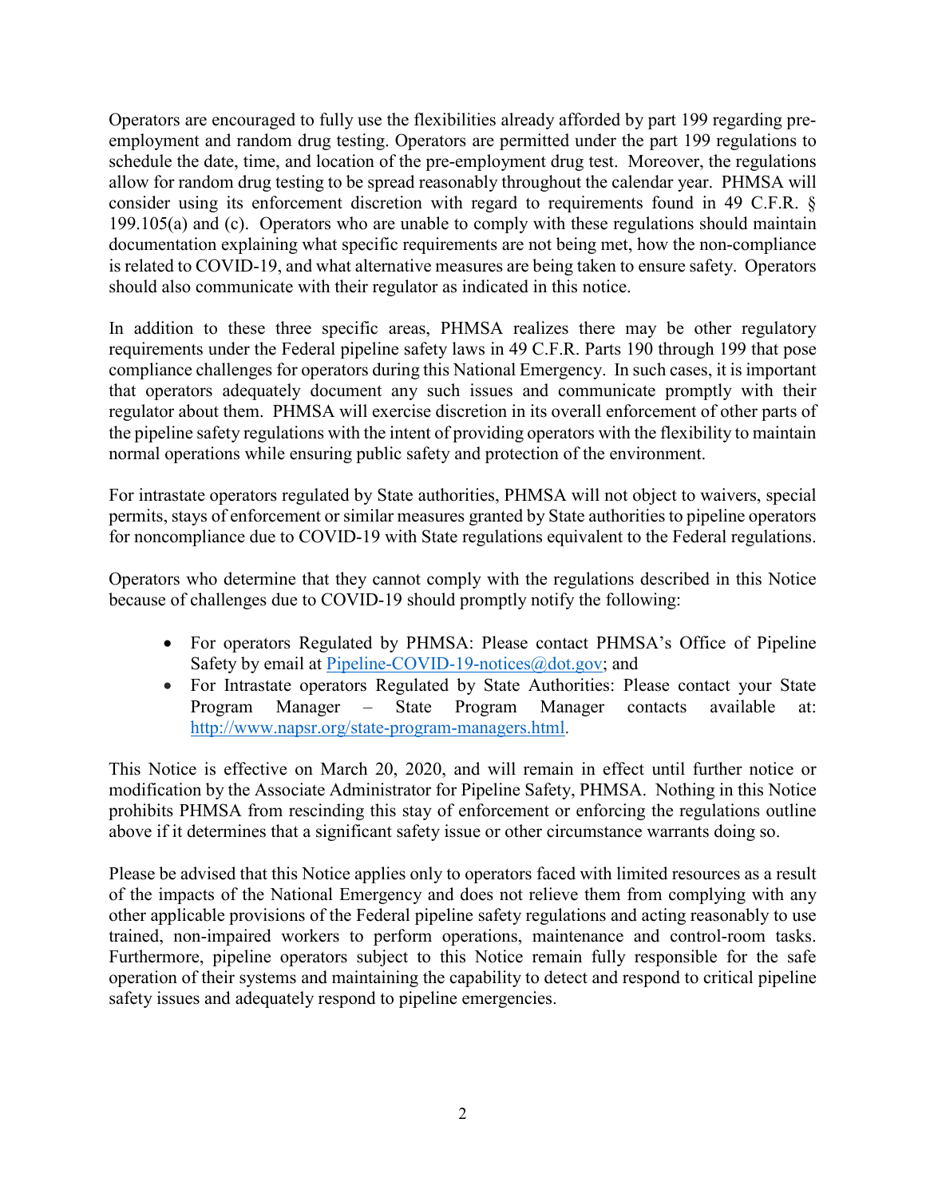Operators are encouraged to fully use the flexibilities already afforded by part 199 regarding pre-employment and random drug testing. Operators are permitted under the part 199 regulations to schedule the date, time, and location of the pre-employment drug test. Moreover, the regulations allow for random drug testing to be spread reasonably throughout the calendar year. PHMSA will consider using its enforcement discretion with regard to requirements found in 49 C.F.R. § 199.105(a) and (c). Operators who are unable to comply with these regulations should maintain documentation explaining what specific requirements are not being met, how the non-compliance is related to COVID-19, and what alternative measures are being taken to ensure safety. Operators should also communicate with their regulator as indicated in this notice.

In addition to these three specific areas, PHMSA realizes there may be other regulatory requirements under the Federal pipeline safety laws in 49 C.F.R. Parts 190 through 199 that pose compliance challenges for operators during this National Emergency. In such cases, it is important that operators adequately document any such issues and communicate promptly with their regulator about them. PHMSA will exercise discretion in its overall enforcement of other parts of the pipeline safety regulations with the intent of providing operators with the flexibility to maintain normal operations while ensuring public safety and protection of the environment.

For intrastate operators regulated by State authorities, PHMSA will not object to waivers, special permits, stays of enforcement or similar measures granted by State authorities to pipeline operators for noncompliance due to COVID-19 with State regulations equivalent to the Federal regulations.

Operators who determine that they cannot comply with the regulations described in this Notice because of challenges due to COVID-19 should promptly notify the following:

- For operators Regulated by PHMSA: Please contact PHMSA's Office of Pipeline Safety by email at [Pipeline-COVID-19-notices@dot.gov](mailto:Pipeline-COVID-19-notices@dot.gov); and
- For Intrastate operators Regulated by State Authorities: Please contact your State Program Manager – State Program Manager contacts available at: [http://www.napsr.org/state-program-managers.html](http://www.napsr.org/state-program-managers.html).

This Notice is effective on March 20, 2020, and will remain in effect until further notice or modification by the Associate Administrator for Pipeline Safety, PHMSA. Nothing in this Notice prohibits PHMSA from rescinding this stay of enforcement or enforcing the regulations outline above if it determines that a significant safety issue or other circumstance warrants doing so.

Please be advised that this Notice applies only to operators faced with limited resources as a result of the impacts of the National Emergency and does not relieve them from complying with any other applicable provisions of the Federal pipeline safety regulations and acting reasonably to use trained, non-impaired workers to perform operations, maintenance and control-room tasks. Furthermore, pipeline operators subject to this Notice remain fully responsible for the safe operation of their systems and maintaining the capability to detect and respond to critical pipeline safety issues and adequately respond to pipeline emergencies.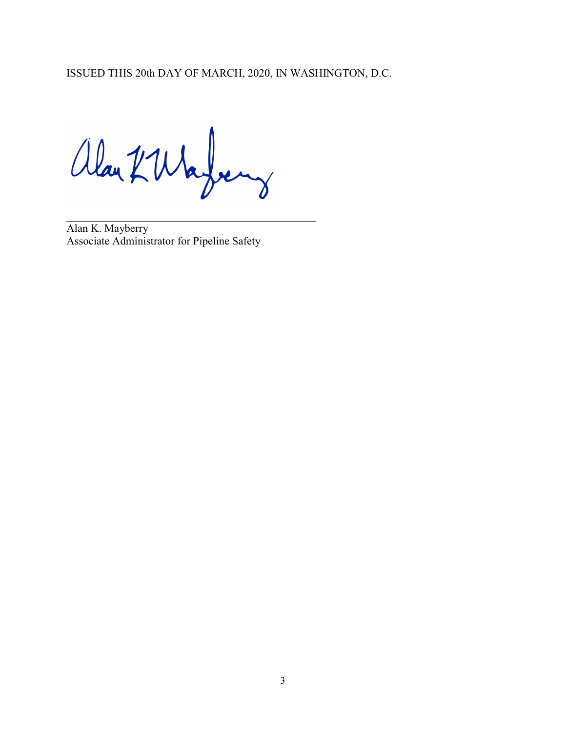ISSUED THIS 20th DAY OF MARCH, 2020, IN WASHINGTON, D.C.

\_\_\_\_\_\_\_\_\_\_\_\_\_\_\_\_\_\_\_\_\_\_\_\_\_\_\_\_\_\_\_\_\_\_\_\_\_\_\_\_\_\_\_\_

Alan K. Mayberry
Associate Administrator for Pipeline Safety